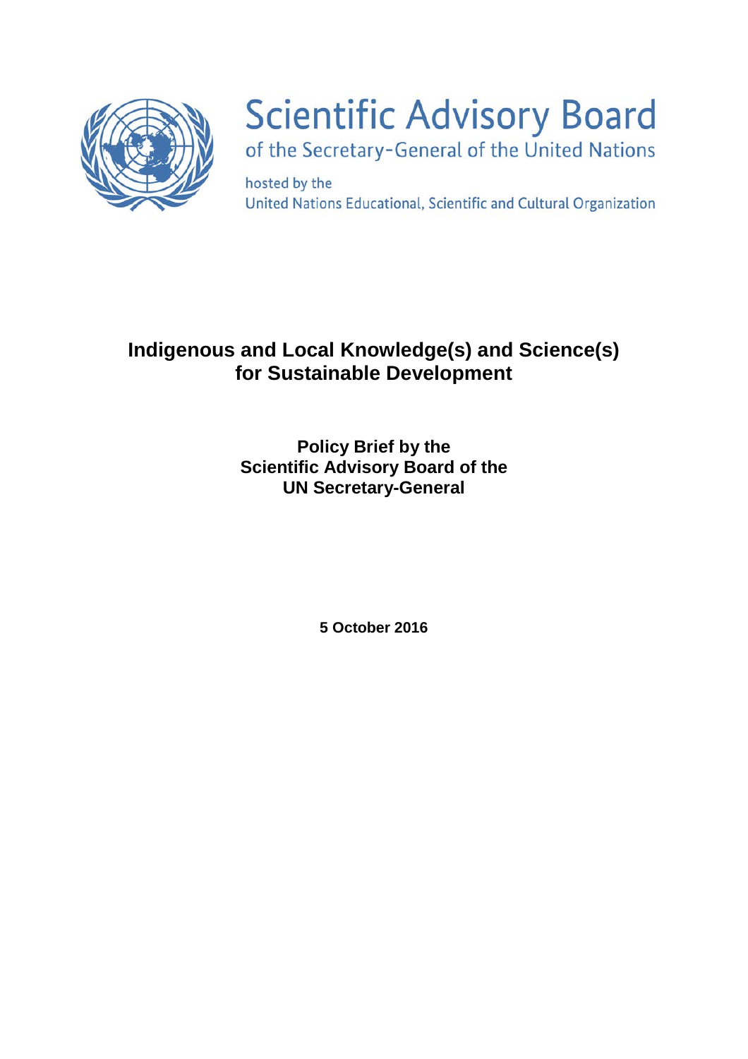Scientific Advisory Board
of the Secretary-General of the United Nations

hosted by the
United Nations Educational, Scientific and Cultural Organization

# Indigenous and Local Knowledge(s) and Science(s) for Sustainable Development

**Policy Brief by the Scientific Advisory Board of the UN Secretary-General**

**5 October 2016**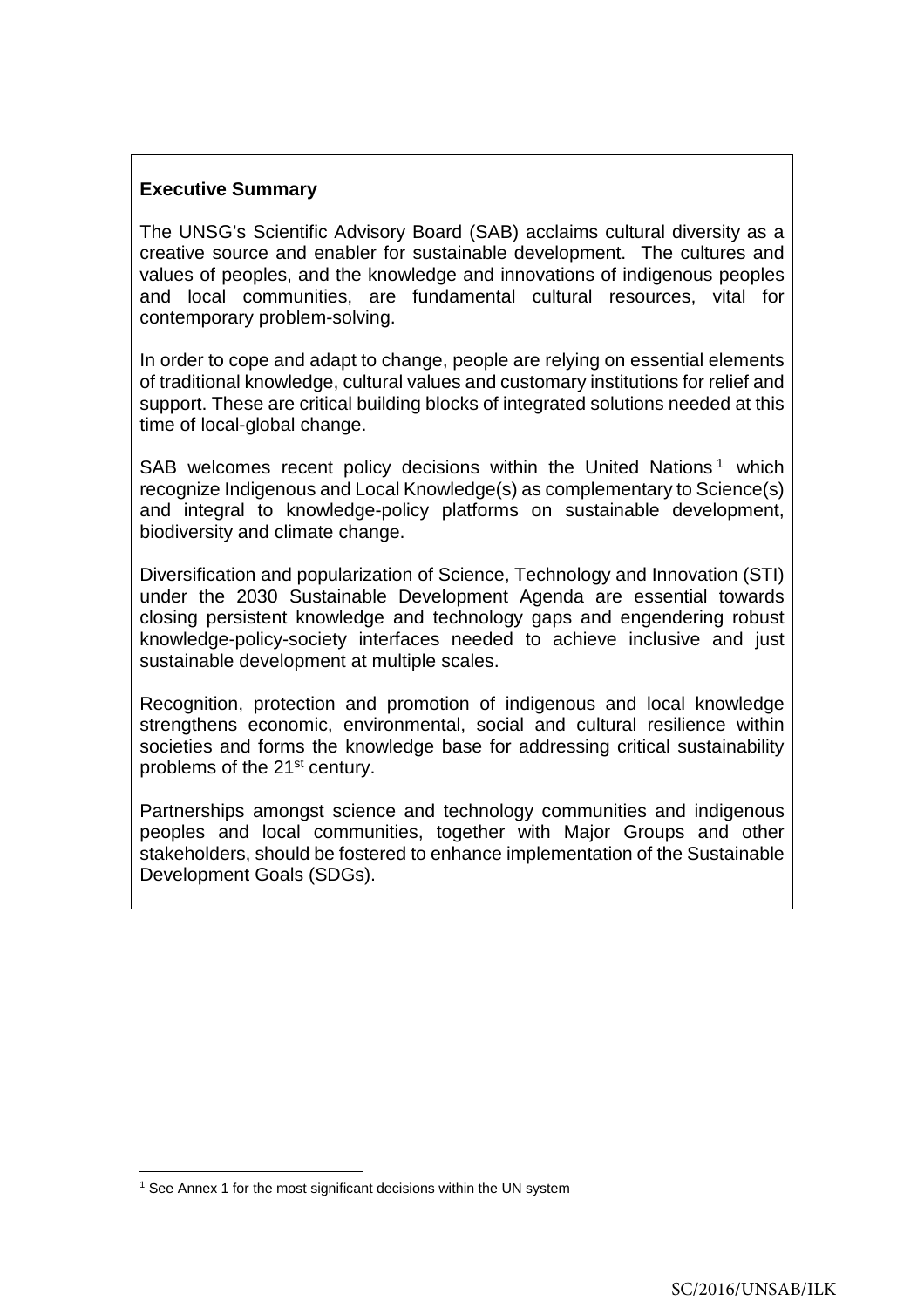**Executive Summary**

The UNSG's Scientific Advisory Board (SAB) acclaims cultural diversity as a creative source and enabler for sustainable development. The cultures and values of peoples, and the knowledge and innovations of indigenous peoples and local communities, are fundamental cultural resources, vital for contemporary problem-solving.

In order to cope and adapt to change, people are relying on essential elements of traditional knowledge, cultural values and customary institutions for relief and support. These are critical building blocks of integrated solutions needed at this time of local-global change.

SAB welcomes recent policy decisions within the United Nations[1] which recognize Indigenous and Local Knowledge(s) as complementary to Science(s) and integral to knowledge-policy platforms on sustainable development, biodiversity and climate change.

Diversification and popularization of Science, Technology and Innovation (STI) under the 2030 Sustainable Development Agenda are essential towards closing persistent knowledge and technology gaps and engendering robust knowledge-policy-society interfaces needed to achieve inclusive and just sustainable development at multiple scales.

Recognition, protection and promotion of indigenous and local knowledge strengthens economic, environmental, social and cultural resilience within societies and forms the knowledge base for addressing critical sustainability problems of the 21st century.

Partnerships amongst science and technology communities and indigenous peoples and local communities, together with Major Groups and other stakeholders, should be fostered to enhance implementation of the Sustainable Development Goals (SDGs).

[1] See Annex 1 for the most significant decisions within the UN system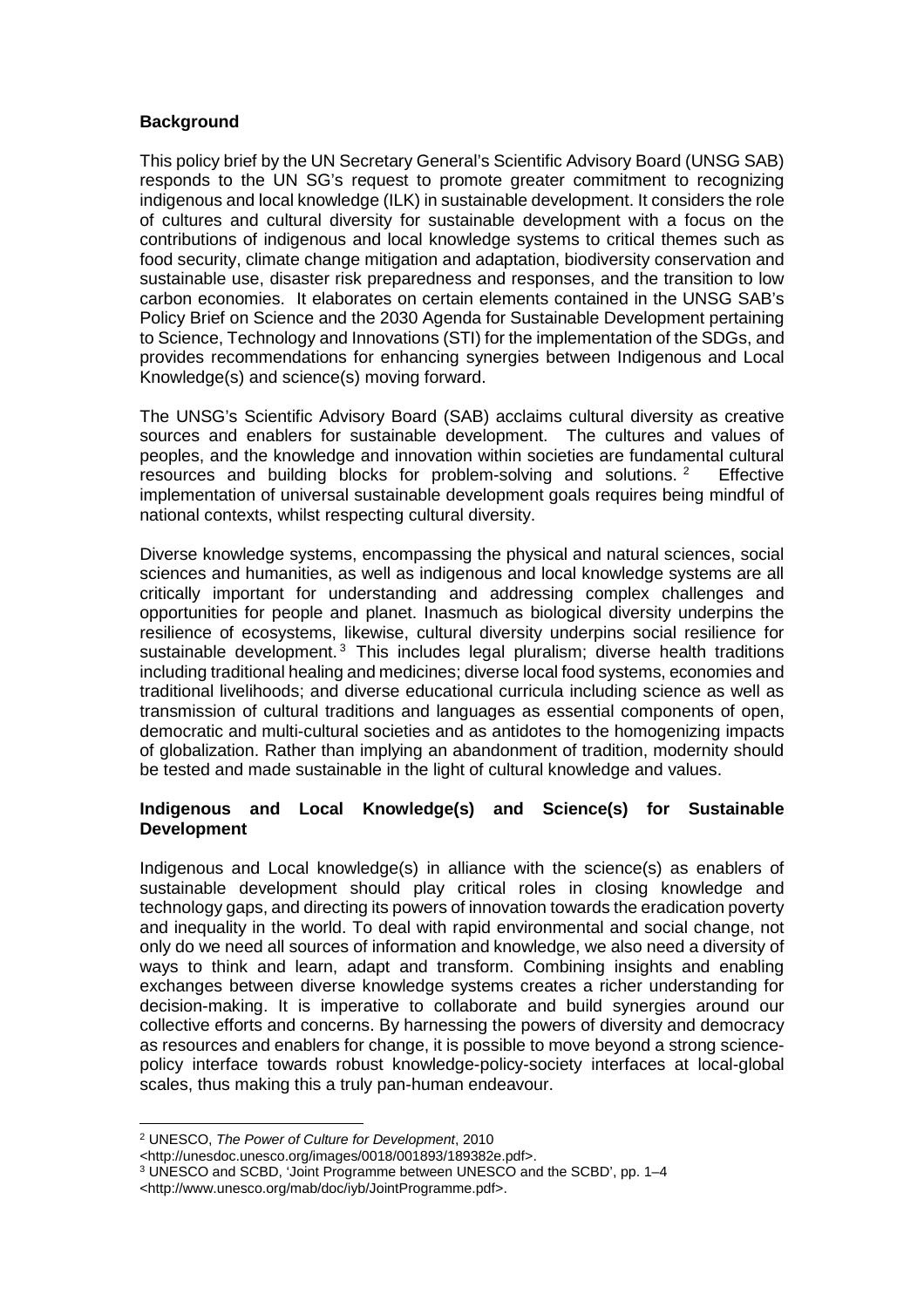**Background**

This policy brief by the UN Secretary General's Scientific Advisory Board (UNSG SAB) responds to the UN SG's request to promote greater commitment to recognizing indigenous and local knowledge (ILK) in sustainable development. It considers the role of cultures and cultural diversity for sustainable development with a focus on the contributions of indigenous and local knowledge systems to critical themes such as food security, climate change mitigation and adaptation, biodiversity conservation and sustainable use, disaster risk preparedness and responses, and the transition to low carbon economies. It elaborates on certain elements contained in the UNSG SAB's Policy Brief on Science and the 2030 Agenda for Sustainable Development pertaining to Science, Technology and Innovations (STI) for the implementation of the SDGs, and provides recommendations for enhancing synergies between Indigenous and Local Knowledge(s) and science(s) moving forward.

The UNSG's Scientific Advisory Board (SAB) acclaims cultural diversity as creative sources and enablers for sustainable development. The cultures and values of peoples, and the knowledge and innovation within societies are fundamental cultural resources and building blocks for problem-solving and solutions. [2] Effective implementation of universal sustainable development goals requires being mindful of national contexts, whilst respecting cultural diversity.

Diverse knowledge systems, encompassing the physical and natural sciences, social sciences and humanities, as well as indigenous and local knowledge systems are all critically important for understanding and addressing complex challenges and opportunities for people and planet. Inasmuch as biological diversity underpins the resilience of ecosystems, likewise, cultural diversity underpins social resilience for sustainable development. [3] This includes legal pluralism; diverse health traditions including traditional healing and medicines; diverse local food systems, economies and traditional livelihoods; and diverse educational curricula including science as well as transmission of cultural traditions and languages as essential components of open, democratic and multi-cultural societies and as antidotes to the homogenizing impacts of globalization. Rather than implying an abandonment of tradition, modernity should be tested and made sustainable in the light of cultural knowledge and values.

**Indigenous and Local Knowledge(s) and Science(s) for Sustainable Development**

Indigenous and Local knowledge(s) in alliance with the science(s) as enablers of sustainable development should play critical roles in closing knowledge and technology gaps, and directing its powers of innovation towards the eradication poverty and inequality in the world. To deal with rapid environmental and social change, not only do we need all sources of information and knowledge, we also need a diversity of ways to think and learn, adapt and transform. Combining insights and enabling exchanges between diverse knowledge systems creates a richer understanding for decision-making. It is imperative to collaborate and build synergies around our collective efforts and concerns. By harnessing the powers of diversity and democracy as resources and enablers for change, it is possible to move beyond a strong science-policy interface towards robust knowledge-policy-society interfaces at local-global scales, thus making this a truly pan-human endeavour.

---

[2] UNESCO, *The Power of Culture for Development*, 2010 <http://unesdoc.unesco.org/images/0018/001893/189382e.pdf>.

[3] UNESCO and SCBD, 'Joint Programme between UNESCO and the SCBD', pp. 1–4 <http://www.unesco.org/mab/doc/iyb/JointProgramme.pdf>.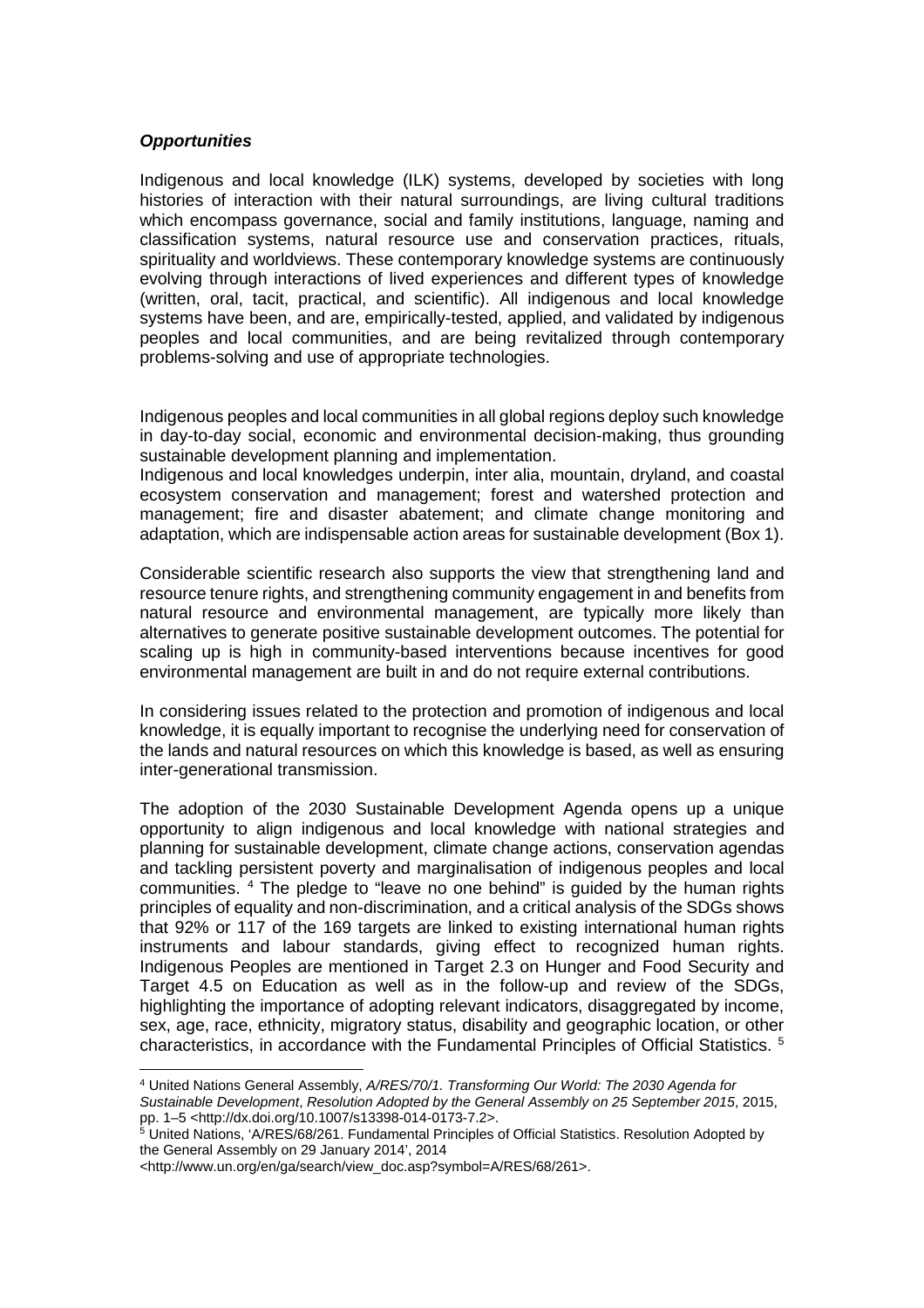***Opportunities***

Indigenous and local knowledge (ILK) systems, developed by societies with long histories of interaction with their natural surroundings, are living cultural traditions which encompass governance, social and family institutions, language, naming and classification systems, natural resource use and conservation practices, rituals, spirituality and worldviews. These contemporary knowledge systems are continuously evolving through interactions of lived experiences and different types of knowledge (written, oral, tacit, practical, and scientific). All indigenous and local knowledge systems have been, and are, empirically-tested, applied, and validated by indigenous peoples and local communities, and are being revitalized through contemporary problems-solving and use of appropriate technologies.

Indigenous peoples and local communities in all global regions deploy such knowledge in day-to-day social, economic and environmental decision-making, thus grounding sustainable development planning and implementation.
Indigenous and local knowledges underpin, inter alia, mountain, dryland, and coastal ecosystem conservation and management; forest and watershed protection and management; fire and disaster abatement; and climate change monitoring and adaptation, which are indispensable action areas for sustainable development (Box 1).

Considerable scientific research also supports the view that strengthening land and resource tenure rights, and strengthening community engagement in and benefits from natural resource and environmental management, are typically more likely than alternatives to generate positive sustainable development outcomes. The potential for scaling up is high in community-based interventions because incentives for good environmental management are built in and do not require external contributions.

In considering issues related to the protection and promotion of indigenous and local knowledge, it is equally important to recognise the underlying need for conservation of the lands and natural resources on which this knowledge is based, as well as ensuring inter-generational transmission.

The adoption of the 2030 Sustainable Development Agenda opens up a unique opportunity to align indigenous and local knowledge with national strategies and planning for sustainable development, climate change actions, conservation agendas and tackling persistent poverty and marginalisation of indigenous peoples and local communities. [4] The pledge to "leave no one behind" is guided by the human rights principles of equality and non-discrimination, and a critical analysis of the SDGs shows that 92% or 117 of the 169 targets are linked to existing international human rights instruments and labour standards, giving effect to recognized human rights. Indigenous Peoples are mentioned in Target 2.3 on Hunger and Food Security and Target 4.5 on Education as well as in the follow-up and review of the SDGs, highlighting the importance of adopting relevant indicators, disaggregated by income, sex, age, race, ethnicity, migratory status, disability and geographic location, or other characteristics, in accordance with the Fundamental Principles of Official Statistics. [5]

---

[4] United Nations General Assembly, *A/RES/70/1. Transforming Our World: The 2030 Agenda for Sustainable Development*, *Resolution Adopted by the General Assembly on 25 September 2015*, 2015, pp. 1–5 <http://dx.doi.org/10.1007/s13398-014-0173-7.2>.

[5] United Nations, 'A/RES/68/261. Fundamental Principles of Official Statistics. Resolution Adopted by the General Assembly on 29 January 2014', 2014 <http://www.un.org/en/ga/search/view_doc.asp?symbol=A/RES/68/261>.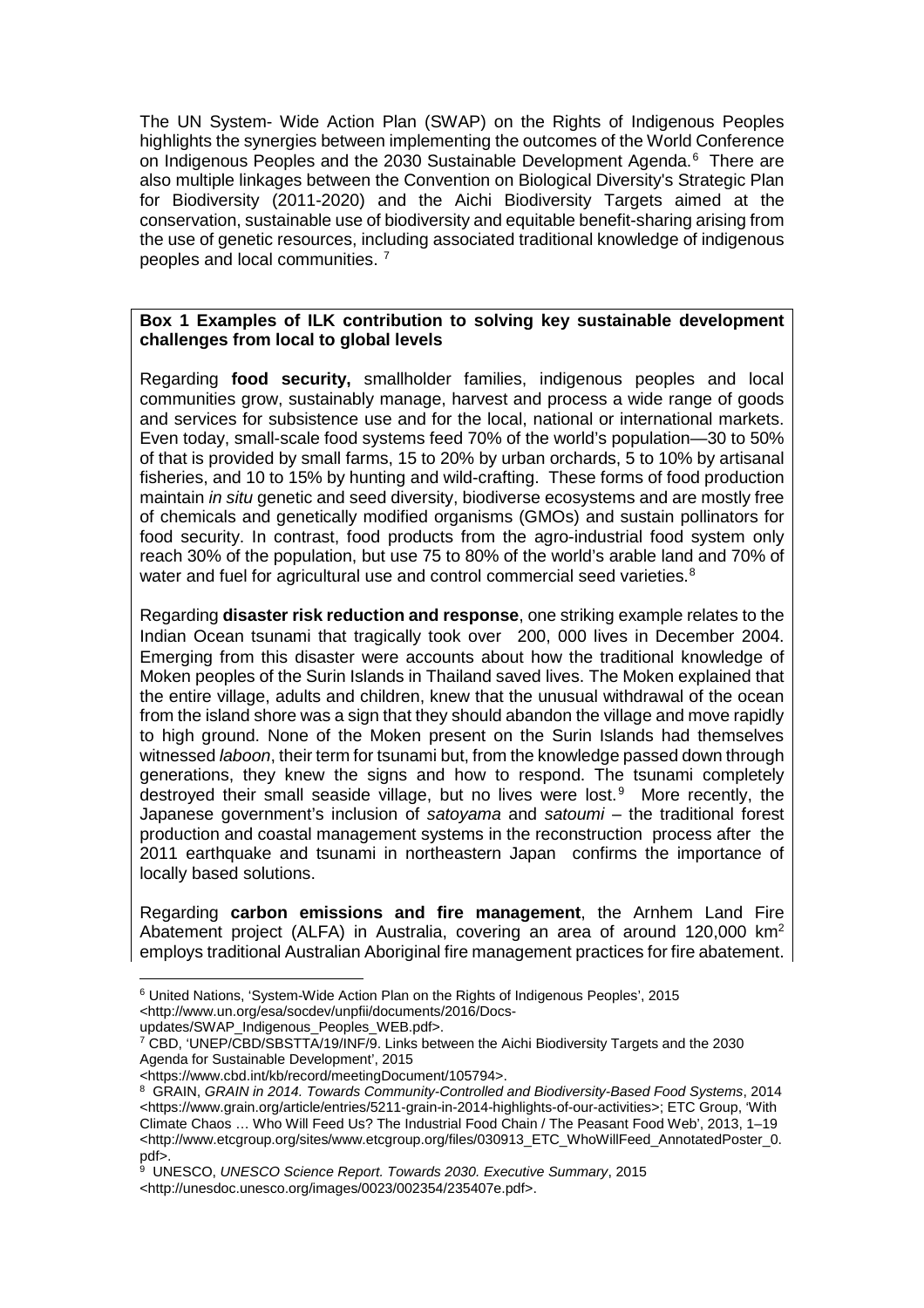The UN System- Wide Action Plan (SWAP) on the Rights of Indigenous Peoples highlights the synergies between implementing the outcomes of the World Conference on Indigenous Peoples and the 2030 Sustainable Development Agenda.[6] There are also multiple linkages between the Convention on Biological Diversity's Strategic Plan for Biodiversity (2011-2020) and the Aichi Biodiversity Targets aimed at the conservation, sustainable use of biodiversity and equitable benefit-sharing arising from the use of genetic resources, including associated traditional knowledge of indigenous peoples and local communities. [7]

**Box 1 Examples of ILK contribution to solving key sustainable development challenges from local to global levels**

Regarding **food security,** smallholder families, indigenous peoples and local communities grow, sustainably manage, harvest and process a wide range of goods and services for subsistence use and for the local, national or international markets. Even today, small-scale food systems feed 70% of the world's population—30 to 50% of that is provided by small farms, 15 to 20% by urban orchards, 5 to 10% by artisanal fisheries, and 10 to 15% by hunting and wild-crafting. These forms of food production maintain *in situ* genetic and seed diversity, biodiverse ecosystems and are mostly free of chemicals and genetically modified organisms (GMOs) and sustain pollinators for food security. In contrast, food products from the agro-industrial food system only reach 30% of the population, but use 75 to 80% of the world's arable land and 70% of water and fuel for agricultural use and control commercial seed varieties.[8]

Regarding **disaster risk reduction and response**, one striking example relates to the Indian Ocean tsunami that tragically took over 200, 000 lives in December 2004. Emerging from this disaster were accounts about how the traditional knowledge of Moken peoples of the Surin Islands in Thailand saved lives. The Moken explained that the entire village, adults and children, knew that the unusual withdrawal of the ocean from the island shore was a sign that they should abandon the village and move rapidly to high ground. None of the Moken present on the Surin Islands had themselves witnessed *laboon*, their term for tsunami but, from the knowledge passed down through generations, they knew the signs and how to respond. The tsunami completely destroyed their small seaside village, but no lives were lost.[9] More recently, the Japanese government's inclusion of *satoyama* and *satoumi* – the traditional forest production and coastal management systems in the reconstruction process after the 2011 earthquake and tsunami in northeastern Japan confirms the importance of locally based solutions.

Regarding **carbon emissions and fire management**, the Arnhem Land Fire Abatement project (ALFA) in Australia, covering an area of around 120,000 km$^2$ employs traditional Australian Aboriginal fire management practices for fire abatement.

---

[6] United Nations, 'System-Wide Action Plan on the Rights of Indigenous Peoples', 2015 <http://www.un.org/esa/socdev/unpfii/documents/2016/Docs-updates/SWAP_Indigenous_Peoples_WEB.pdf>.

[7] CBD, 'UNEP/CBD/SBSTTA/19/INF/9. Links between the Aichi Biodiversity Targets and the 2030 Agenda for Sustainable Development', 2015 <https://www.cbd.int/kb/record/meetingDocument/105794>.

[8] GRAIN, *GRAIN in 2014. Towards Community-Controlled and Biodiversity-Based Food Systems*, 2014 <https://www.grain.org/article/entries/5211-grain-in-2014-highlights-of-our-activities>; ETC Group, 'With Climate Chaos … Who Will Feed Us? The Industrial Food Chain / The Peasant Food Web', 2013, 1–19 <http://www.etcgroup.org/sites/www.etcgroup.org/files/030913_ETC_WhoWillFeed_AnnotatedPoster_0.pdf>.

[9] UNESCO, *UNESCO Science Report. Towards 2030. Executive Summary*, 2015 <http://unesdoc.unesco.org/images/0023/002354/235407e.pdf>.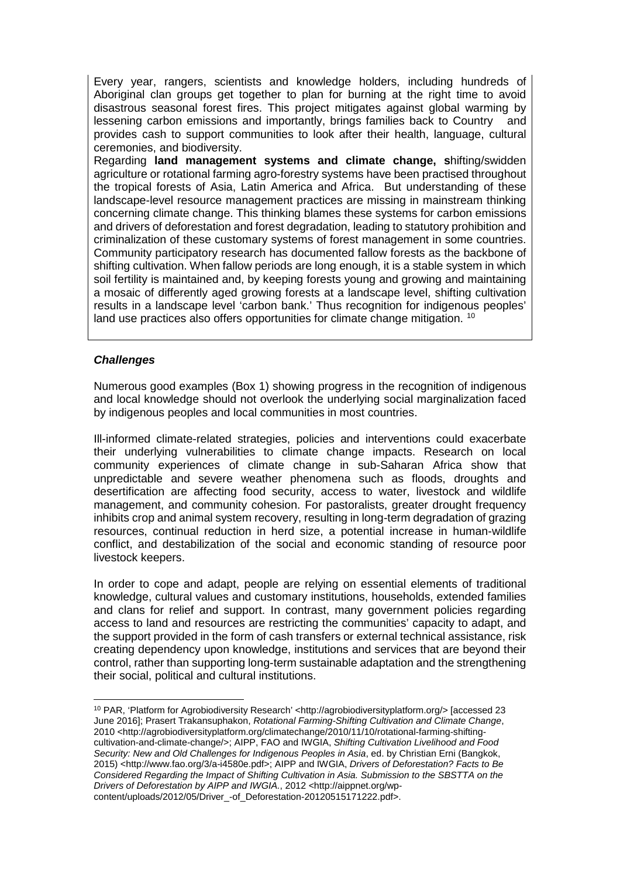Every year, rangers, scientists and knowledge holders, including hundreds of Aboriginal clan groups get together to plan for burning at the right time to avoid disastrous seasonal forest fires. This project mitigates against global warming by lessening carbon emissions and importantly, brings families back to Country and provides cash to support communities to look after their health, language, cultural ceremonies, and biodiversity.

Regarding **land management systems and climate change, s**hifting/swidden agriculture or rotational farming agro-forestry systems have been practised throughout the tropical forests of Asia, Latin America and Africa. But understanding of these landscape-level resource management practices are missing in mainstream thinking concerning climate change. This thinking blames these systems for carbon emissions and drivers of deforestation and forest degradation, leading to statutory prohibition and criminalization of these customary systems of forest management in some countries. Community participatory research has documented fallow forests as the backbone of shifting cultivation. When fallow periods are long enough, it is a stable system in which soil fertility is maintained and, by keeping forests young and growing and maintaining a mosaic of differently aged growing forests at a landscape level, shifting cultivation results in a landscape level 'carbon bank.' Thus recognition for indigenous peoples' land use practices also offers opportunities for climate change mitigation. [10]

***Challenges***

Numerous good examples (Box 1) showing progress in the recognition of indigenous and local knowledge should not overlook the underlying social marginalization faced by indigenous peoples and local communities in most countries.

Ill-informed climate-related strategies, policies and interventions could exacerbate their underlying vulnerabilities to climate change impacts. Research on local community experiences of climate change in sub-Saharan Africa show that unpredictable and severe weather phenomena such as floods, droughts and desertification are affecting food security, access to water, livestock and wildlife management, and community cohesion. For pastoralists, greater drought frequency inhibits crop and animal system recovery, resulting in long-term degradation of grazing resources, continual reduction in herd size, a potential increase in human-wildlife conflict, and destabilization of the social and economic standing of resource poor livestock keepers.

In order to cope and adapt, people are relying on essential elements of traditional knowledge, cultural values and customary institutions, households, extended families and clans for relief and support. In contrast, many government policies regarding access to land and resources are restricting the communities' capacity to adapt, and the support provided in the form of cash transfers or external technical assistance, risk creating dependency upon knowledge, institutions and services that are beyond their control, rather than supporting long-term sustainable adaptation and the strengthening their social, political and cultural institutions.

[10] PAR, 'Platform for Agrobiodiversity Research' <http://agrobiodiversityplatform.org/> [accessed 23 June 2016]; Prasert Trakansuphakon, *Rotational Farming-Shifting Cultivation and Climate Change*, 2010 <http://agrobiodiversityplatform.org/climatechange/2010/11/10/rotational-farming-shifting-cultivation-and-climate-change/>; AIPP, FAO and IWGIA, *Shifting Cultivation Livelihood and Food Security: New and Old Challenges for Indigenous Peoples in Asia*, ed. by Christian Erni (Bangkok, 2015) <http://www.fao.org/3/a-i4580e.pdf>; AIPP and IWGIA, *Drivers of Deforestation? Facts to Be Considered Regarding the Impact of Shifting Cultivation in Asia. Submission to the SBSTTA on the Drivers of Deforestation by AIPP and IWGIA.*, 2012 <http://aippnet.org/wp-content/uploads/2012/05/Driver_-of_Deforestation-20120515171222.pdf>.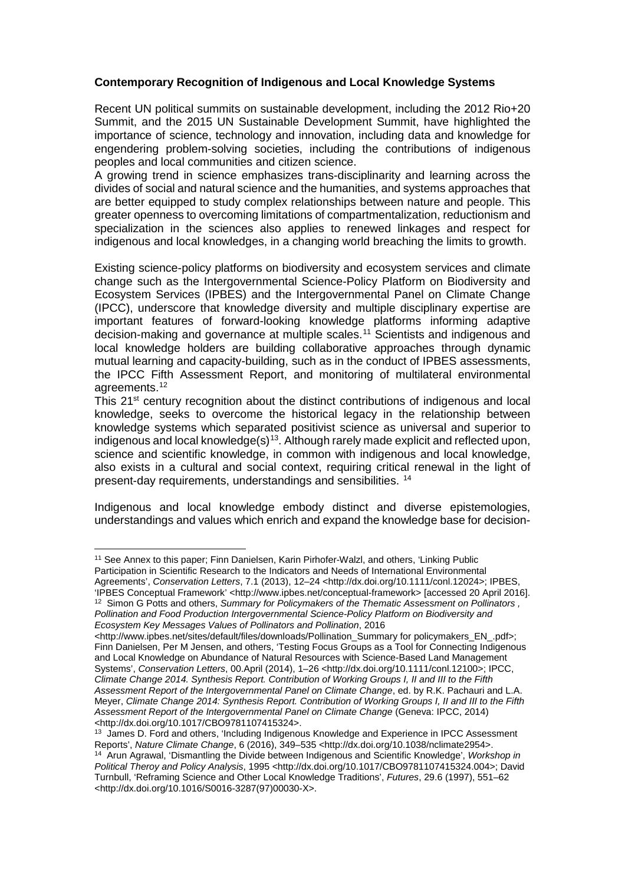**Contemporary Recognition of Indigenous and Local Knowledge Systems**

Recent UN political summits on sustainable development, including the 2012 Rio+20 Summit, and the 2015 UN Sustainable Development Summit, have highlighted the importance of science, technology and innovation, including data and knowledge for engendering problem-solving societies, including the contributions of indigenous peoples and local communities and citizen science.

A growing trend in science emphasizes trans-disciplinarity and learning across the divides of social and natural science and the humanities, and systems approaches that are better equipped to study complex relationships between nature and people. This greater openness to overcoming limitations of compartmentalization, reductionism and specialization in the sciences also applies to renewed linkages and respect for indigenous and local knowledges, in a changing world breaching the limits to growth.

Existing science-policy platforms on biodiversity and ecosystem services and climate change such as the Intergovernmental Science-Policy Platform on Biodiversity and Ecosystem Services (IPBES) and the Intergovernmental Panel on Climate Change (IPCC), underscore that knowledge diversity and multiple disciplinary expertise are important features of forward-looking knowledge platforms informing adaptive decision-making and governance at multiple scales.[11] Scientists and indigenous and local knowledge holders are building collaborative approaches through dynamic mutual learning and capacity-building, such as in the conduct of IPBES assessments, the IPCC Fifth Assessment Report, and monitoring of multilateral environmental agreements.[12]

This 21st century recognition about the distinct contributions of indigenous and local knowledge, seeks to overcome the historical legacy in the relationship between knowledge systems which separated positivist science as universal and superior to indigenous and local knowledge(s)[13]. Although rarely made explicit and reflected upon, science and scientific knowledge, in common with indigenous and local knowledge, also exists in a cultural and social context, requiring critical renewal in the light of present-day requirements, understandings and sensibilities. [14]

Indigenous and local knowledge embody distinct and diverse epistemologies, understandings and values which enrich and expand the knowledge base for decision-

---

[11] See Annex to this paper; Finn Danielsen, Karin Pirhofer-Walzl, and others, 'Linking Public Participation in Scientific Research to the Indicators and Needs of International Environmental Agreements', *Conservation Letters*, 7.1 (2013), 12–24 <http://dx.doi.org/10.1111/conl.12024>; IPBES, 'IPBES Conceptual Framework' <http://www.ipbes.net/conceptual-framework> [accessed 20 April 2016].

[12] Simon G Potts and others, *Summary for Policymakers of the Thematic Assessment on Pollinators , Pollination and Food Production Intergovernmental Science-Policy Platform on Biodiversity and Ecosystem Key Messages Values of Pollinators and Pollination*, 2016 <http://www.ipbes.net/sites/default/files/downloads/Pollination_Summary for policymakers_EN_.pdf>; Finn Danielsen, Per M Jensen, and others, 'Testing Focus Groups as a Tool for Connecting Indigenous and Local Knowledge on Abundance of Natural Resources with Science-Based Land Management Systems', *Conservation Letters*, 00.April (2014), 1–26 <http://dx.doi.org/10.1111/conl.12100>; IPCC, *Climate Change 2014. Synthesis Report. Contribution of Working Groups I, II and III to the Fifth Assessment Report of the Intergovernmental Panel on Climate Change*, ed. by R.K. Pachauri and L.A. Meyer, *Climate Change 2014: Synthesis Report. Contribution of Working Groups I, II and III to the Fifth Assessment Report of the Intergovernmental Panel on Climate Change* (Geneva: IPCC, 2014) <http://dx.doi.org/10.1017/CBO9781107415324>.

[13] James D. Ford and others, 'Including Indigenous Knowledge and Experience in IPCC Assessment Reports', *Nature Climate Change*, 6 (2016), 349–535 <http://dx.doi.org/10.1038/nclimate2954>.

[14] Arun Agrawal, 'Dismantling the Divide between Indigenous and Scientific Knowledge', *Workshop in Political Theroy and Policy Analysis*, 1995 <http://dx.doi.org/10.1017/CBO9781107415324.004>; David Turnbull, 'Reframing Science and Other Local Knowledge Traditions', *Futures*, 29.6 (1997), 551–62 <http://dx.doi.org/10.1016/S0016-3287(97)00030-X>.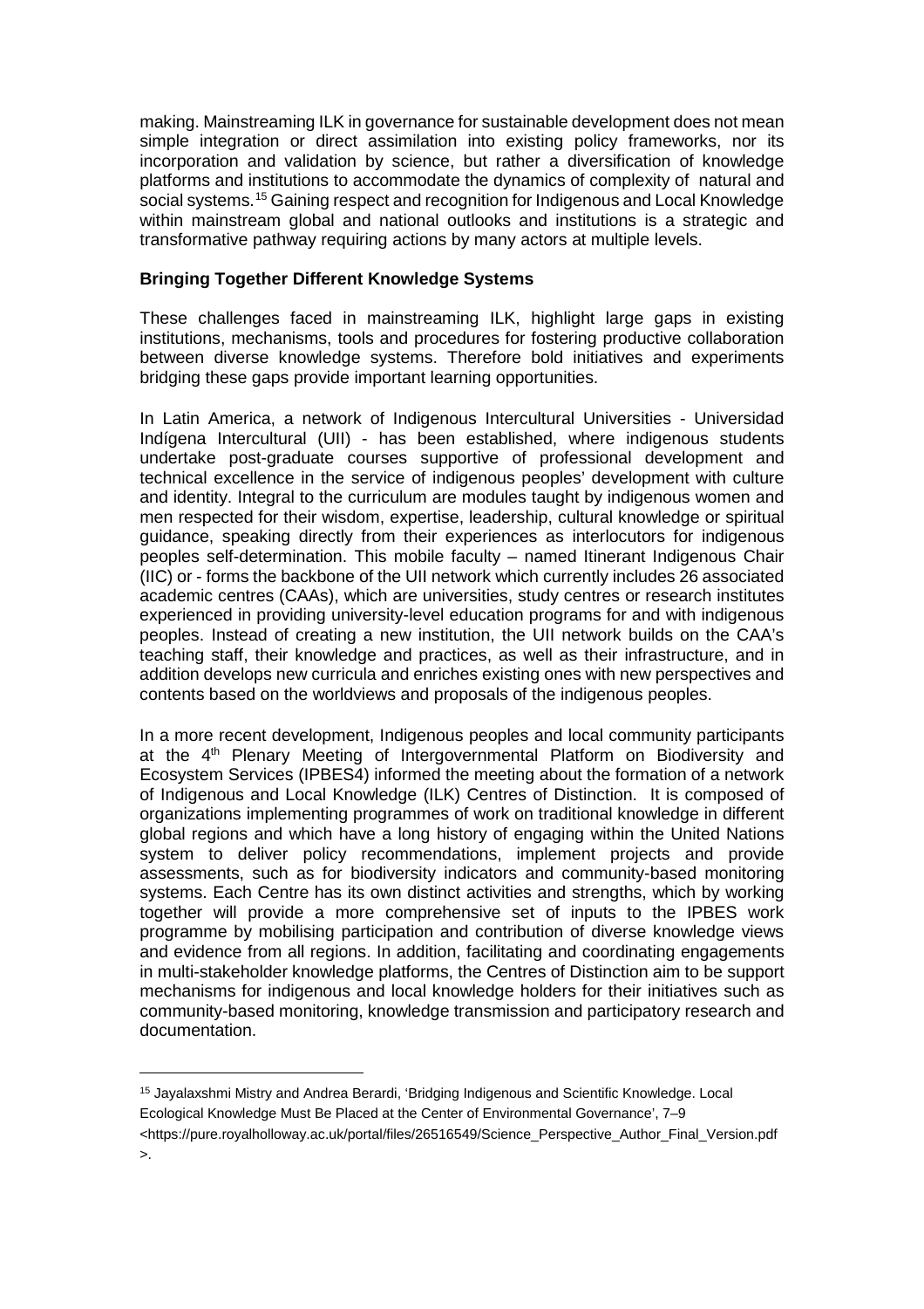making. Mainstreaming ILK in governance for sustainable development does not mean simple integration or direct assimilation into existing policy frameworks, nor its incorporation and validation by science, but rather a diversification of knowledge platforms and institutions to accommodate the dynamics of complexity of natural and social systems.[15] Gaining respect and recognition for Indigenous and Local Knowledge within mainstream global and national outlooks and institutions is a strategic and transformative pathway requiring actions by many actors at multiple levels.

**Bringing Together Different Knowledge Systems**

These challenges faced in mainstreaming ILK, highlight large gaps in existing institutions, mechanisms, tools and procedures for fostering productive collaboration between diverse knowledge systems. Therefore bold initiatives and experiments bridging these gaps provide important learning opportunities.

In Latin America, a network of Indigenous Intercultural Universities - Universidad Indígena Intercultural (UII) - has been established, where indigenous students undertake post-graduate courses supportive of professional development and technical excellence in the service of indigenous peoples' development with culture and identity. Integral to the curriculum are modules taught by indigenous women and men respected for their wisdom, expertise, leadership, cultural knowledge or spiritual guidance, speaking directly from their experiences as interlocutors for indigenous peoples self-determination. This mobile faculty – named Itinerant Indigenous Chair (IIC) or - forms the backbone of the UII network which currently includes 26 associated academic centres (CAAs), which are universities, study centres or research institutes experienced in providing university-level education programs for and with indigenous peoples. Instead of creating a new institution, the UII network builds on the CAA's teaching staff, their knowledge and practices, as well as their infrastructure, and in addition develops new curricula and enriches existing ones with new perspectives and contents based on the worldviews and proposals of the indigenous peoples.

In a more recent development, Indigenous peoples and local community participants at the 4th Plenary Meeting of Intergovernmental Platform on Biodiversity and Ecosystem Services (IPBES4) informed the meeting about the formation of a network of Indigenous and Local Knowledge (ILK) Centres of Distinction. It is composed of organizations implementing programmes of work on traditional knowledge in different global regions and which have a long history of engaging within the United Nations system to deliver policy recommendations, implement projects and provide assessments, such as for biodiversity indicators and community-based monitoring systems. Each Centre has its own distinct activities and strengths, which by working together will provide a more comprehensive set of inputs to the IPBES work programme by mobilising participation and contribution of diverse knowledge views and evidence from all regions. In addition, facilitating and coordinating engagements in multi-stakeholder knowledge platforms, the Centres of Distinction aim to be support mechanisms for indigenous and local knowledge holders for their initiatives such as community-based monitoring, knowledge transmission and participatory research and documentation.

---

[15] Jayalaxshmi Mistry and Andrea Berardi, 'Bridging Indigenous and Scientific Knowledge. Local Ecological Knowledge Must Be Placed at the Center of Environmental Governance', 7–9 <https://pure.royalholloway.ac.uk/portal/files/26516549/Science_Perspective_Author_Final_Version.pdf>.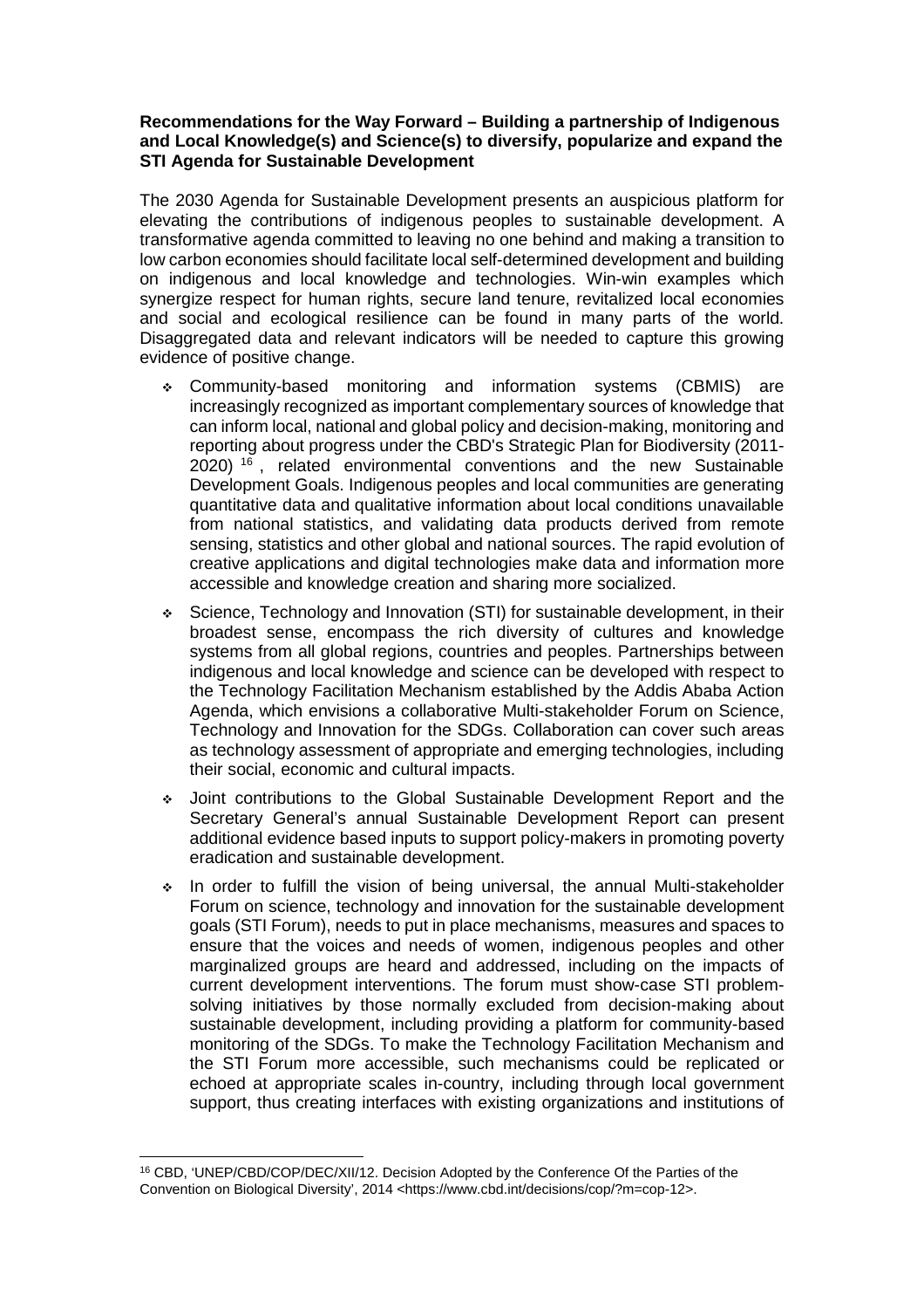**Recommendations for the Way Forward – Building a partnership of Indigenous and Local Knowledge(s) and Science(s) to diversify, popularize and expand the STI Agenda for Sustainable Development**

The 2030 Agenda for Sustainable Development presents an auspicious platform for elevating the contributions of indigenous peoples to sustainable development. A transformative agenda committed to leaving no one behind and making a transition to low carbon economies should facilitate local self-determined development and building on indigenous and local knowledge and technologies. Win-win examples which synergize respect for human rights, secure land tenure, revitalized local economies and social and ecological resilience can be found in many parts of the world. Disaggregated data and relevant indicators will be needed to capture this growing evidence of positive change.

- Community-based monitoring and information systems (CBMIS) are increasingly recognized as important complementary sources of knowledge that can inform local, national and global policy and decision-making, monitoring and reporting about progress under the CBD's Strategic Plan for Biodiversity (2011-2020) [16], related environmental conventions and the new Sustainable Development Goals. Indigenous peoples and local communities are generating quantitative data and qualitative information about local conditions unavailable from national statistics, and validating data products derived from remote sensing, statistics and other global and national sources. The rapid evolution of creative applications and digital technologies make data and information more accessible and knowledge creation and sharing more socialized.
- Science, Technology and Innovation (STI) for sustainable development, in their broadest sense, encompass the rich diversity of cultures and knowledge systems from all global regions, countries and peoples. Partnerships between indigenous and local knowledge and science can be developed with respect to the Technology Facilitation Mechanism established by the Addis Ababa Action Agenda, which envisions a collaborative Multi-stakeholder Forum on Science, Technology and Innovation for the SDGs. Collaboration can cover such areas as technology assessment of appropriate and emerging technologies, including their social, economic and cultural impacts.
- Joint contributions to the Global Sustainable Development Report and the Secretary General's annual Sustainable Development Report can present additional evidence based inputs to support policy-makers in promoting poverty eradication and sustainable development.
- In order to fulfill the vision of being universal, the annual Multi-stakeholder Forum on science, technology and innovation for the sustainable development goals (STI Forum), needs to put in place mechanisms, measures and spaces to ensure that the voices and needs of women, indigenous peoples and other marginalized groups are heard and addressed, including on the impacts of current development interventions. The forum must show-case STI problem-solving initiatives by those normally excluded from decision-making about sustainable development, including providing a platform for community-based monitoring of the SDGs. To make the Technology Facilitation Mechanism and the STI Forum more accessible, such mechanisms could be replicated or echoed at appropriate scales in-country, including through local government support, thus creating interfaces with existing organizations and institutions of

[16] CBD, 'UNEP/CBD/COP/DEC/XII/12. Decision Adopted by the Conference Of the Parties of the Convention on Biological Diversity', 2014 <https://www.cbd.int/decisions/cop/?m=cop-12>.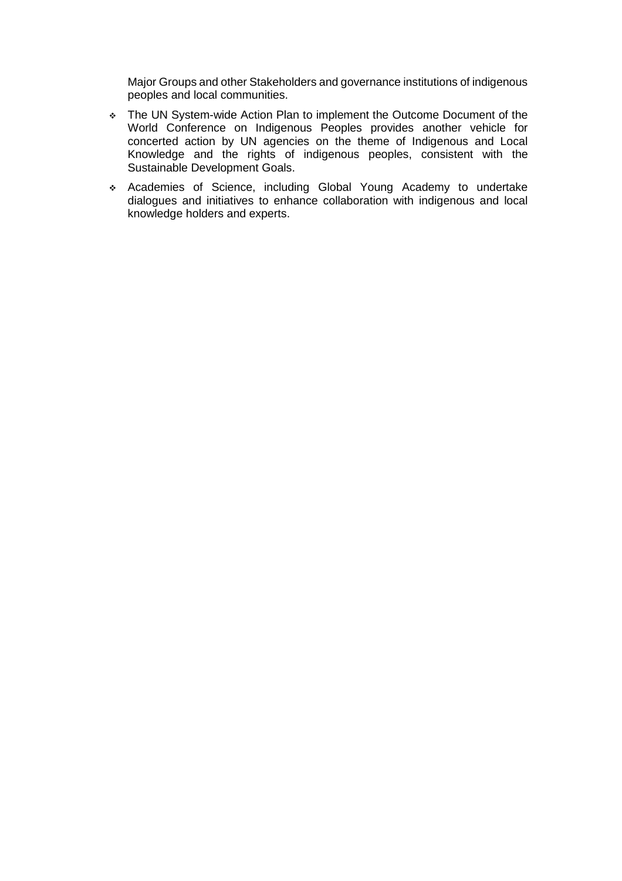Major Groups and other Stakeholders and governance institutions of indigenous peoples and local communities.

- The UN System-wide Action Plan to implement the Outcome Document of the World Conference on Indigenous Peoples provides another vehicle for concerted action by UN agencies on the theme of Indigenous and Local Knowledge and the rights of indigenous peoples, consistent with the Sustainable Development Goals.
- Academies of Science, including Global Young Academy to undertake dialogues and initiatives to enhance collaboration with indigenous and local knowledge holders and experts.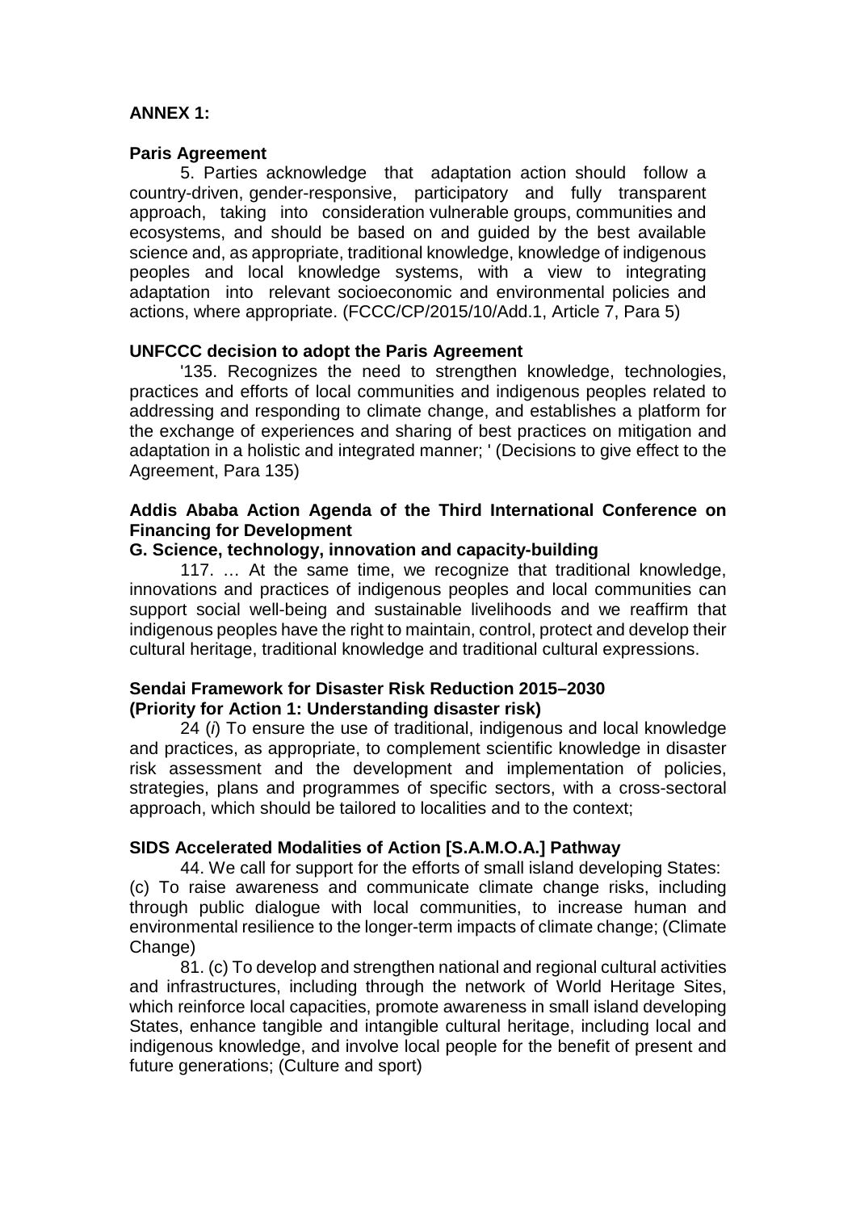**ANNEX 1:**

**Paris Agreement**

5. Parties acknowledge that adaptation action should follow a country-driven, gender-responsive, participatory and fully transparent approach, taking into consideration vulnerable groups, communities and ecosystems, and should be based on and guided by the best available science and, as appropriate, traditional knowledge, knowledge of indigenous peoples and local knowledge systems, with a view to integrating adaptation into relevant socioeconomic and environmental policies and actions, where appropriate. (FCCC/CP/2015/10/Add.1, Article 7, Para 5)

**UNFCCC decision to adopt the Paris Agreement**

'135. Recognizes the need to strengthen knowledge, technologies, practices and efforts of local communities and indigenous peoples related to addressing and responding to climate change, and establishes a platform for the exchange of experiences and sharing of best practices on mitigation and adaptation in a holistic and integrated manner; ' (Decisions to give effect to the Agreement, Para 135)

**Addis Ababa Action Agenda of the Third International Conference on Financing for Development**

**G. Science, technology, innovation and capacity-building**

117. … At the same time, we recognize that traditional knowledge, innovations and practices of indigenous peoples and local communities can support social well-being and sustainable livelihoods and we reaffirm that indigenous peoples have the right to maintain, control, protect and develop their cultural heritage, traditional knowledge and traditional cultural expressions.

**Sendai Framework for Disaster Risk Reduction 2015–2030**
**(Priority for Action 1: Understanding disaster risk)**

24 (*i*) To ensure the use of traditional, indigenous and local knowledge and practices, as appropriate, to complement scientific knowledge in disaster risk assessment and the development and implementation of policies, strategies, plans and programmes of specific sectors, with a cross-sectoral approach, which should be tailored to localities and to the context;

**SIDS Accelerated Modalities of Action [S.A.M.O.A.] Pathway**

44. We call for support for the efforts of small island developing States:
(c) To raise awareness and communicate climate change risks, including through public dialogue with local communities, to increase human and environmental resilience to the longer-term impacts of climate change; (Climate Change)

81. (c) To develop and strengthen national and regional cultural activities and infrastructures, including through the network of World Heritage Sites, which reinforce local capacities, promote awareness in small island developing States, enhance tangible and intangible cultural heritage, including local and indigenous knowledge, and involve local people for the benefit of present and future generations; (Culture and sport)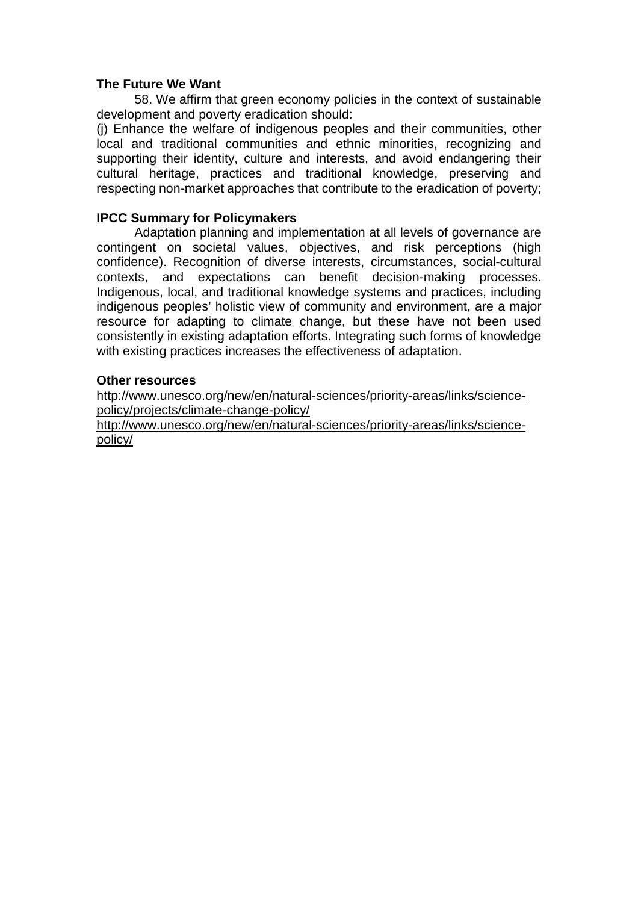**The Future We Want**

58. We affirm that green economy policies in the context of sustainable development and poverty eradication should:

(j) Enhance the welfare of indigenous peoples and their communities, other local and traditional communities and ethnic minorities, recognizing and supporting their identity, culture and interests, and avoid endangering their cultural heritage, practices and traditional knowledge, preserving and respecting non-market approaches that contribute to the eradication of poverty;

**IPCC Summary for Policymakers**

Adaptation planning and implementation at all levels of governance are contingent on societal values, objectives, and risk perceptions (high confidence). Recognition of diverse interests, circumstances, social-cultural contexts, and expectations can benefit decision-making processes. Indigenous, local, and traditional knowledge systems and practices, including indigenous peoples' holistic view of community and environment, are a major resource for adapting to climate change, but these have not been used consistently in existing adaptation efforts. Integrating such forms of knowledge with existing practices increases the effectiveness of adaptation.

**Other resources**

http://www.unesco.org/new/en/natural-sciences/priority-areas/links/science-policy/projects/climate-change-policy/

http://www.unesco.org/new/en/natural-sciences/priority-areas/links/science-policy/